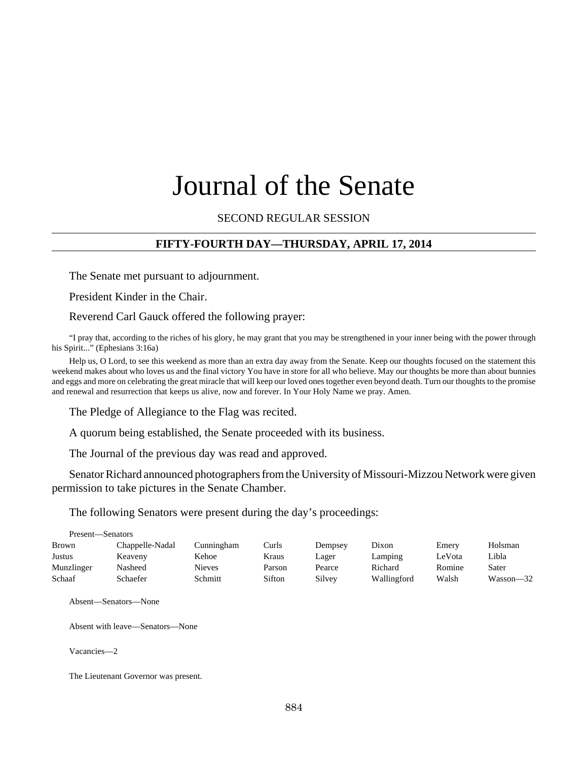# Journal of the Senate

SECOND REGULAR SESSION

## FIFTY-FOURTH DAY—THURSDAY, APRIL 17, 2014

The Senate met pursuant to adjournment.

President Kinder in the Chair.

Reverend Carl Gauck offered the following prayer:

"I pray that, according to the riches of his glory, he may grant that you may be strengthened in your inner being with the power through his Spirit..." (Ephesians 3:16a)

Help us, O Lord, to see this weekend as more than an extra day away from the Senate. Keep our thoughts focused on the statement this weekend makes about who loves us and the final victory You have in store for all who believe. May our thoughts be more than about bunnies and eggs and more on celebrating the great miracle that will keep our loved ones together even beyond death. Turn our thoughts to the promise and renewal and resurrection that keeps us alive, now and forever. In Your Holy Name we pray. Amen.

The Pledge of Allegiance to the Flag was recited.

A quorum being established, the Senate proceeded with its business.

The Journal of the previous day was read and approved.

Senator Richard announced photographers from the University of Missouri-Mizzou Network were given permission to take pictures in the Senate Chamber.

The following Senators were present during the day's proceedings:

Present—Senators

| | | | | | | | |
|---|---|---|---|---|---|---|---|
| Brown | Chappelle-Nadal | Cunningham | Curls | Dempsey | Dixon | Emery | Holsman |
| Justus | Keaveny | Kehoe | Kraus | Lager | Lamping | LeVota | Libla |
| Munzlinger | Nasheed | Nieves | Parson | Pearce | Richard | Romine | Sater |
| Schaaf | Schaefer | Schmitt | Sifton | Silvey | Wallingford | Walsh | Wasson—32 |

Absent—Senators—None

Absent with leave—Senators—None

Vacancies—2

The Lieutenant Governor was present.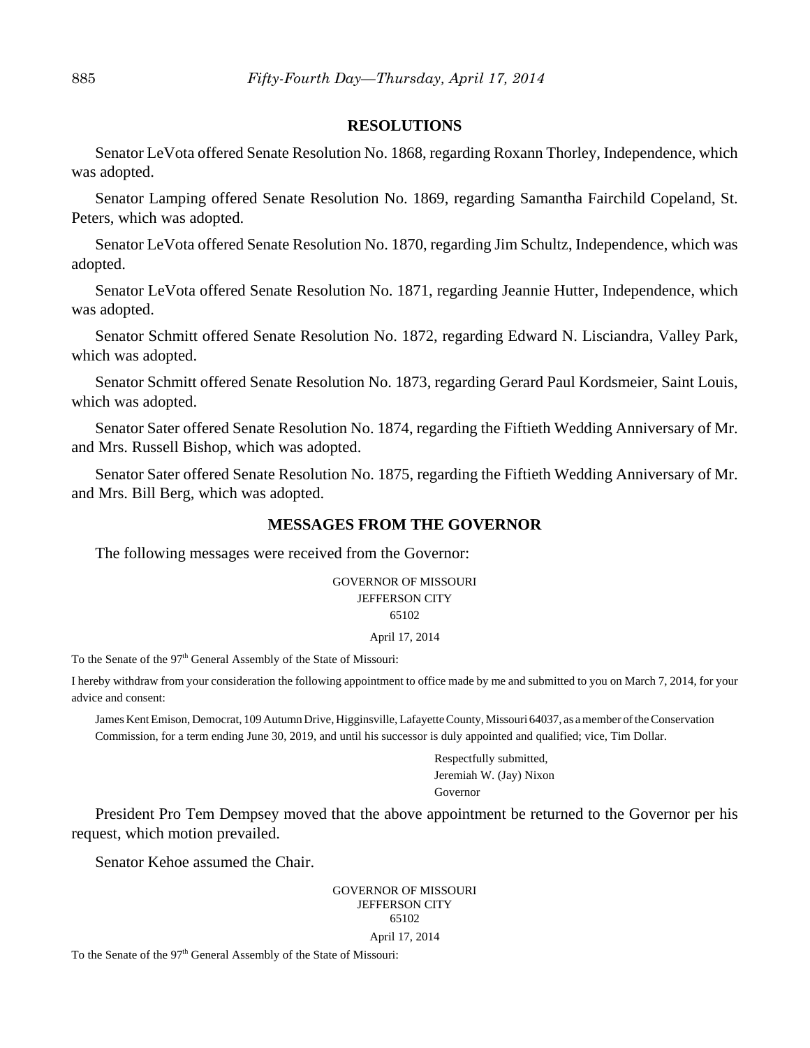## RESOLUTIONS

Senator LeVota offered Senate Resolution No. 1868, regarding Roxann Thorley, Independence, which was adopted.

Senator Lamping offered Senate Resolution No. 1869, regarding Samantha Fairchild Copeland, St. Peters, which was adopted.

Senator LeVota offered Senate Resolution No. 1870, regarding Jim Schultz, Independence, which was adopted.

Senator LeVota offered Senate Resolution No. 1871, regarding Jeannie Hutter, Independence, which was adopted.

Senator Schmitt offered Senate Resolution No. 1872, regarding Edward N. Lisciandra, Valley Park, which was adopted.

Senator Schmitt offered Senate Resolution No. 1873, regarding Gerard Paul Kordsmeier, Saint Louis, which was adopted.

Senator Sater offered Senate Resolution No. 1874, regarding the Fiftieth Wedding Anniversary of Mr. and Mrs. Russell Bishop, which was adopted.

Senator Sater offered Senate Resolution No. 1875, regarding the Fiftieth Wedding Anniversary of Mr. and Mrs. Bill Berg, which was adopted.

## MESSAGES FROM THE GOVERNOR

The following messages were received from the Governor:

GOVERNOR OF MISSOURI
JEFFERSON CITY
65102

April 17, 2014

To the Senate of the 97th General Assembly of the State of Missouri:

I hereby withdraw from your consideration the following appointment to office made by me and submitted to you on March 7, 2014, for your advice and consent:

James Kent Emison, Democrat, 109 Autumn Drive, Higginsville, Lafayette County, Missouri 64037, as a member of the Conservation Commission, for a term ending June 30, 2019, and until his successor is duly appointed and qualified; vice, Tim Dollar.

Respectfully submitted,
Jeremiah W. (Jay) Nixon
Governor

President Pro Tem Dempsey moved that the above appointment be returned to the Governor per his request, which motion prevailed.

Senator Kehoe assumed the Chair.

GOVERNOR OF MISSOURI
JEFFERSON CITY
65102

April 17, 2014

To the Senate of the 97th General Assembly of the State of Missouri: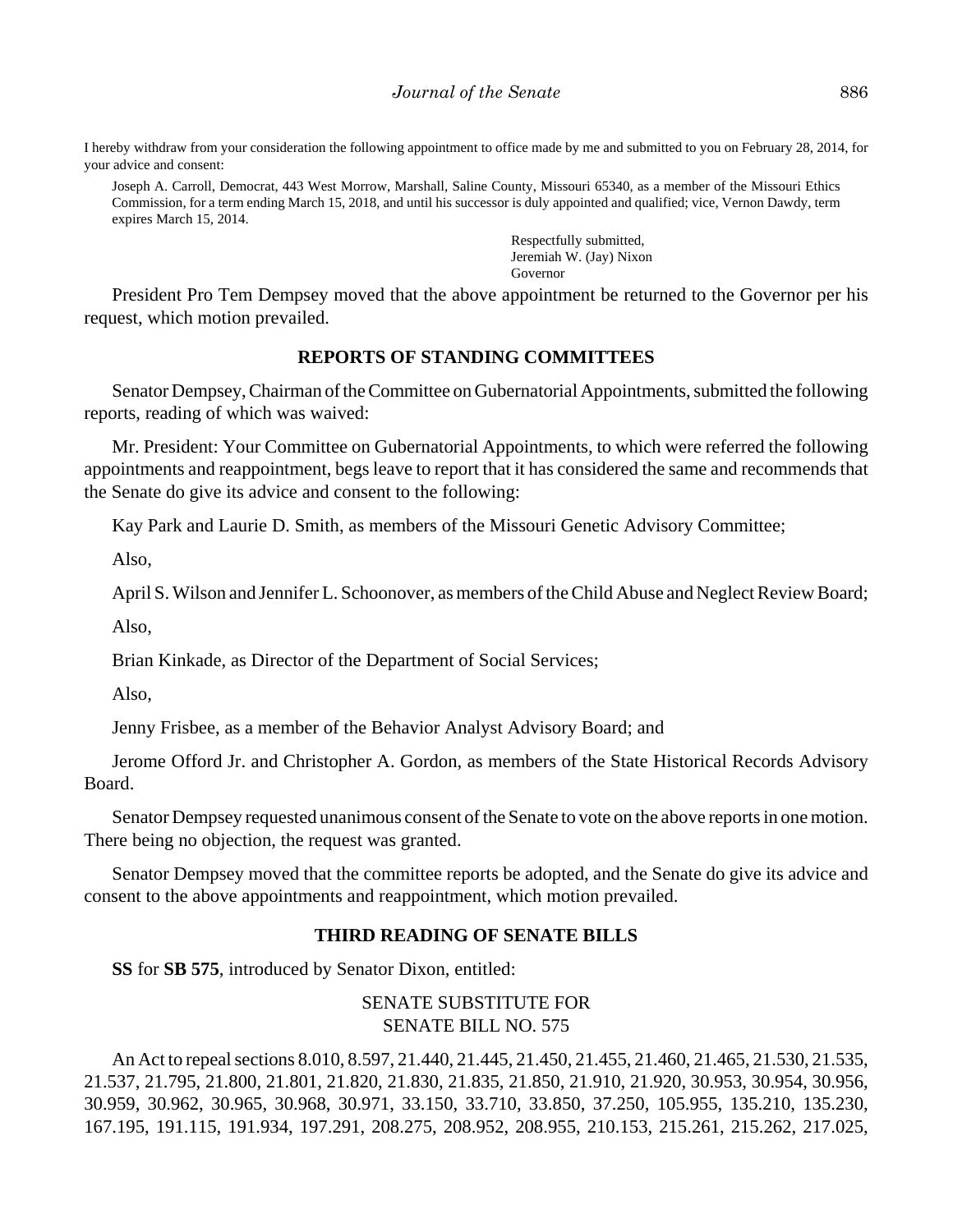I hereby withdraw from your consideration the following appointment to office made by me and submitted to you on February 28, 2014, for your advice and consent:

Joseph A. Carroll, Democrat, 443 West Morrow, Marshall, Saline County, Missouri 65340, as a member of the Missouri Ethics Commission, for a term ending March 15, 2018, and until his successor is duly appointed and qualified; vice, Vernon Dawdy, term expires March 15, 2014.

Respectfully submitted,
Jeremiah W. (Jay) Nixon
Governor

President Pro Tem Dempsey moved that the above appointment be returned to the Governor per his request, which motion prevailed.

## REPORTS OF STANDING COMMITTEES

Senator Dempsey, Chairman of the Committee on Gubernatorial Appointments, submitted the following reports, reading of which was waived:

Mr. President: Your Committee on Gubernatorial Appointments, to which were referred the following appointments and reappointment, begs leave to report that it has considered the same and recommends that the Senate do give its advice and consent to the following:

Kay Park and Laurie D. Smith, as members of the Missouri Genetic Advisory Committee;

Also,

April S. Wilson and Jennifer L. Schoonover, as members of the Child Abuse and Neglect Review Board;

Also,

Brian Kinkade, as Director of the Department of Social Services;

Also,

Jenny Frisbee, as a member of the Behavior Analyst Advisory Board; and

Jerome Offord Jr. and Christopher A. Gordon, as members of the State Historical Records Advisory Board.

Senator Dempsey requested unanimous consent of the Senate to vote on the above reports in one motion. There being no objection, the request was granted.

Senator Dempsey moved that the committee reports be adopted, and the Senate do give its advice and consent to the above appointments and reappointment, which motion prevailed.

## THIRD READING OF SENATE BILLS

**SS** for **SB 575**, introduced by Senator Dixon, entitled:

SENATE SUBSTITUTE FOR
SENATE BILL NO. 575

An Act to repeal sections 8.010, 8.597, 21.440, 21.445, 21.450, 21.455, 21.460, 21.465, 21.530, 21.535, 21.537, 21.795, 21.800, 21.801, 21.820, 21.830, 21.835, 21.850, 21.910, 21.920, 30.953, 30.954, 30.956, 30.959, 30.962, 30.965, 30.968, 30.971, 33.150, 33.710, 33.850, 37.250, 105.955, 135.210, 135.230, 167.195, 191.115, 191.934, 197.291, 208.275, 208.952, 208.955, 210.153, 215.261, 215.262, 217.025,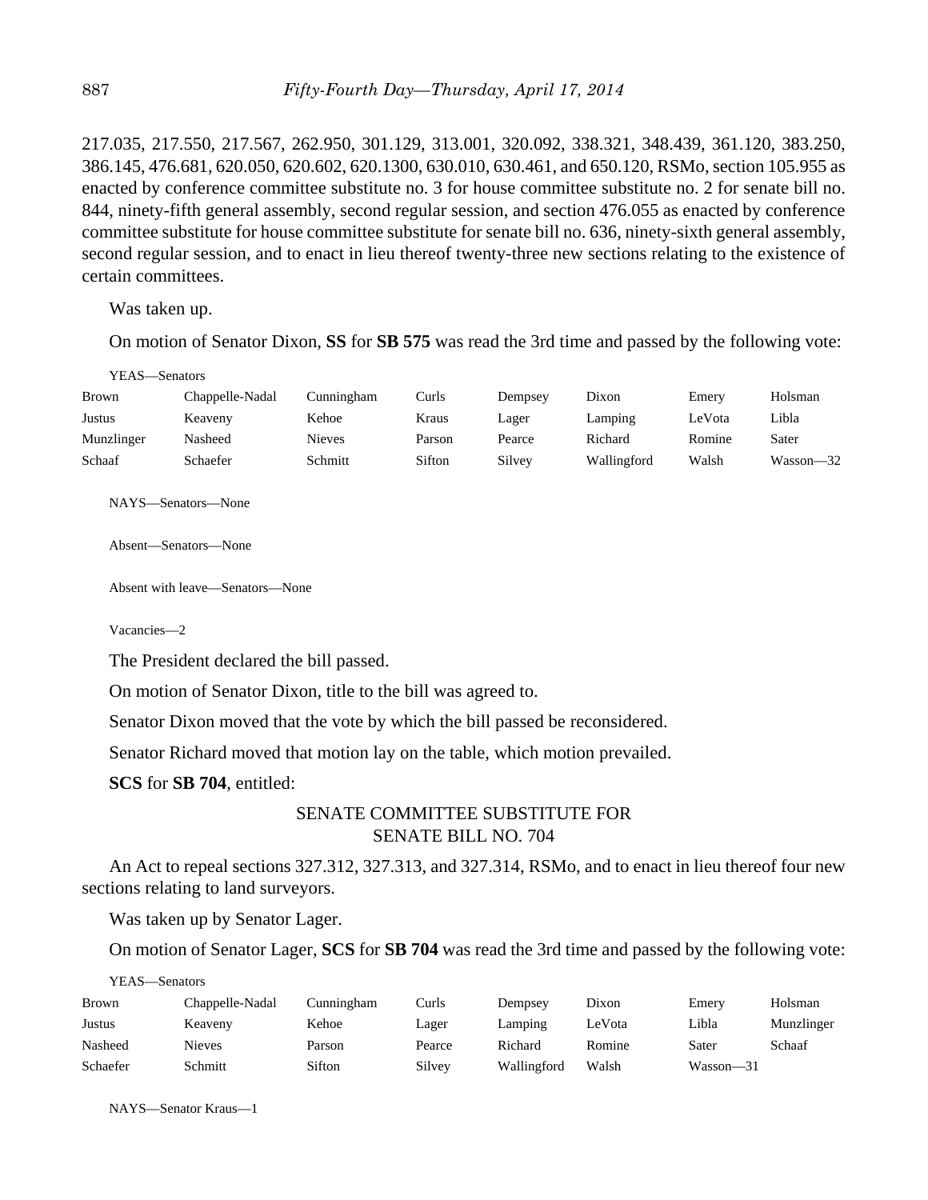217.035, 217.550, 217.567, 262.950, 301.129, 313.001, 320.092, 338.321, 348.439, 361.120, 383.250, 386.145, 476.681, 620.050, 620.602, 620.1300, 630.010, 630.461, and 650.120, RSMo, section 105.955 as enacted by conference committee substitute no. 3 for house committee substitute no. 2 for senate bill no. 844, ninety-fifth general assembly, second regular session, and section 476.055 as enacted by conference committee substitute for house committee substitute for senate bill no. 636, ninety-sixth general assembly, second regular session, and to enact in lieu thereof twenty-three new sections relating to the existence of certain committees.

Was taken up.

On motion of Senator Dixon, **SS** for **SB 575** was read the 3rd time and passed by the following vote:

YEAS—Senators

| | | | | | | | |
|---|---|---|---|---|---|---|---|
| Brown | Chappelle-Nadal | Cunningham | Curls | Dempsey | Dixon | Emery | Holsman |
| Justus | Keaveny | Kehoe | Kraus | Lager | Lamping | LeVota | Libla |
| Munzlinger | Nasheed | Nieves | Parson | Pearce | Richard | Romine | Sater |
| Schaaf | Schaefer | Schmitt | Sifton | Silvey | Wallingford | Walsh | Wasson—32 |

NAYS—Senators—None

Absent—Senators—None

Absent with leave—Senators—None

Vacancies—2

The President declared the bill passed.

On motion of Senator Dixon, title to the bill was agreed to.

Senator Dixon moved that the vote by which the bill passed be reconsidered.

Senator Richard moved that motion lay on the table, which motion prevailed.

**SCS** for **SB 704**, entitled:

SENATE COMMITTEE SUBSTITUTE FOR
SENATE BILL NO. 704

An Act to repeal sections 327.312, 327.313, and 327.314, RSMo, and to enact in lieu thereof four new sections relating to land surveyors.

Was taken up by Senator Lager.

On motion of Senator Lager, **SCS** for **SB 704** was read the 3rd time and passed by the following vote:

YEAS—Senators

| | | | | | | | |
|---|---|---|---|---|---|---|---|
| Brown | Chappelle-Nadal | Cunningham | Curls | Dempsey | Dixon | Emery | Holsman |
| Justus | Keaveny | Kehoe | Lager | Lamping | LeVota | Libla | Munzlinger |
| Nasheed | Nieves | Parson | Pearce | Richard | Romine | Sater | Schaaf |
| Schaefer | Schmitt | Sifton | Silvey | Wallingford | Walsh | Wasson—31 | |

NAYS—Senator Kraus—1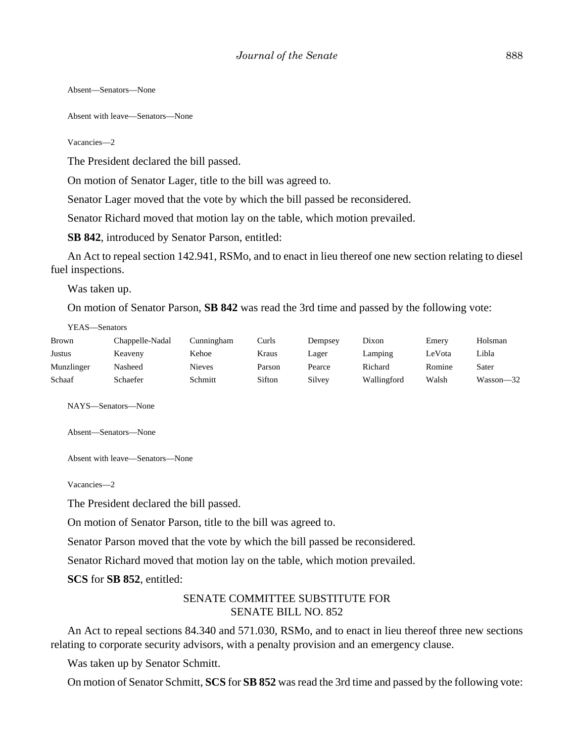Absent—Senators—None

Absent with leave—Senators—None

Vacancies—2

The President declared the bill passed.

On motion of Senator Lager, title to the bill was agreed to.

Senator Lager moved that the vote by which the bill passed be reconsidered.

Senator Richard moved that motion lay on the table, which motion prevailed.

**SB 842**, introduced by Senator Parson, entitled:

An Act to repeal section 142.941, RSMo, and to enact in lieu thereof one new section relating to diesel fuel inspections.

Was taken up.

On motion of Senator Parson, **SB 842** was read the 3rd time and passed by the following vote:

YEAS—Senators

| | | | | | | | |
|---|---|---|---|---|---|---|---|
| Brown | Chappelle-Nadal | Cunningham | Curls | Dempsey | Dixon | Emery | Holsman |
| Justus | Keaveny | Kehoe | Kraus | Lager | Lamping | LeVota | Libla |
| Munzlinger | Nasheed | Nieves | Parson | Pearce | Richard | Romine | Sater |
| Schaaf | Schaefer | Schmitt | Sifton | Silvey | Wallingford | Walsh | Wasson—32 |

NAYS—Senators—None

Absent—Senators—None

Absent with leave—Senators—None

Vacancies—2

The President declared the bill passed.

On motion of Senator Parson, title to the bill was agreed to.

Senator Parson moved that the vote by which the bill passed be reconsidered.

Senator Richard moved that motion lay on the table, which motion prevailed.

**SCS** for **SB 852**, entitled:

SENATE COMMITTEE SUBSTITUTE FOR
SENATE BILL NO. 852

An Act to repeal sections 84.340 and 571.030, RSMo, and to enact in lieu thereof three new sections relating to corporate security advisors, with a penalty provision and an emergency clause.

Was taken up by Senator Schmitt.

On motion of Senator Schmitt, **SCS** for **SB 852** was read the 3rd time and passed by the following vote: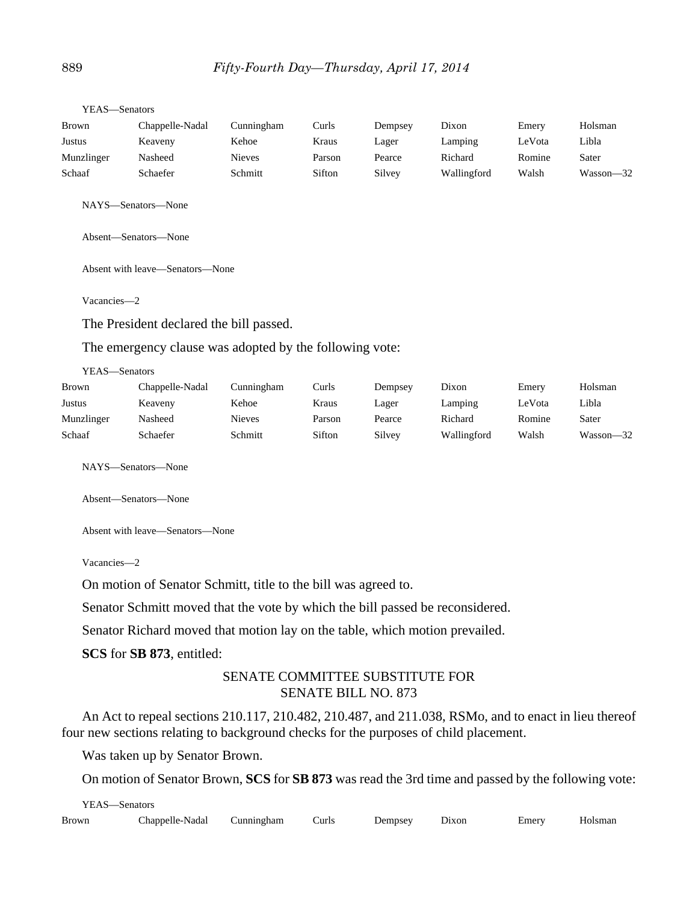YEAS—Senators

| | | | | | | | |
|---|---|---|---|---|---|---|---|
| Brown | Chappelle-Nadal | Cunningham | Curls | Dempsey | Dixon | Emery | Holsman |
| Justus | Keaveny | Kehoe | Kraus | Lager | Lamping | LeVota | Libla |
| Munzlinger | Nasheed | Nieves | Parson | Pearce | Richard | Romine | Sater |
| Schaaf | Schaefer | Schmitt | Sifton | Silvey | Wallingford | Walsh | Wasson—32 |

NAYS—Senators—None

Absent—Senators—None

Absent with leave—Senators—None

Vacancies—2

The President declared the bill passed.

The emergency clause was adopted by the following vote:

YEAS—Senators

| | | | | | | | |
|---|---|---|---|---|---|---|---|
| Brown | Chappelle-Nadal | Cunningham | Curls | Dempsey | Dixon | Emery | Holsman |
| Justus | Keaveny | Kehoe | Kraus | Lager | Lamping | LeVota | Libla |
| Munzlinger | Nasheed | Nieves | Parson | Pearce | Richard | Romine | Sater |
| Schaaf | Schaefer | Schmitt | Sifton | Silvey | Wallingford | Walsh | Wasson—32 |

NAYS—Senators—None

Absent—Senators—None

Absent with leave—Senators—None

Vacancies—2

On motion of Senator Schmitt, title to the bill was agreed to.

Senator Schmitt moved that the vote by which the bill passed be reconsidered.

Senator Richard moved that motion lay on the table, which motion prevailed.

**SCS** for **SB 873**, entitled:

SENATE COMMITTEE SUBSTITUTE FOR
SENATE BILL NO. 873

An Act to repeal sections 210.117, 210.482, 210.487, and 211.038, RSMo, and to enact in lieu thereof four new sections relating to background checks for the purposes of child placement.

Was taken up by Senator Brown.

On motion of Senator Brown, **SCS** for **SB 873** was read the 3rd time and passed by the following vote:

YEAS—Senators

| | | | | | | | |
|---|---|---|---|---|---|---|---|
| Brown | Chappelle-Nadal | Cunningham | Curls | Dempsey | Dixon | Emery | Holsman |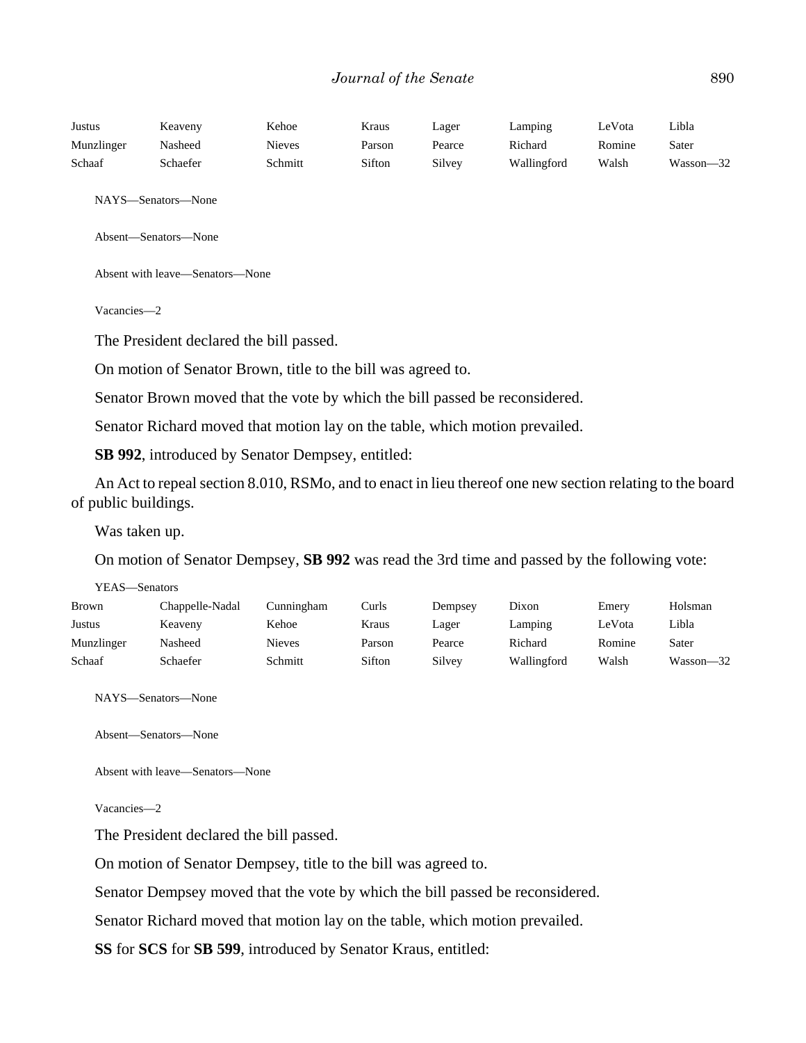| Justus | Keaveny | Kehoe | Kraus | Lager | Lamping | LeVota | Libla |
|---|---|---|---|---|---|---|---|
| Munzlinger | Nasheed | Nieves | Parson | Pearce | Richard | Romine | Sater |
| Schaaf | Schaefer | Schmitt | Sifton | Silvey | Wallingford | Walsh | Wasson—32 |

NAYS—Senators—None

Absent—Senators—None

Absent with leave—Senators—None

Vacancies—2

The President declared the bill passed.

On motion of Senator Brown, title to the bill was agreed to.

Senator Brown moved that the vote by which the bill passed be reconsidered.

Senator Richard moved that motion lay on the table, which motion prevailed.

**SB 992**, introduced by Senator Dempsey, entitled:

An Act to repeal section 8.010, RSMo, and to enact in lieu thereof one new section relating to the board of public buildings.

Was taken up.

On motion of Senator Dempsey, **SB 992** was read the 3rd time and passed by the following vote:

YEAS—Senators

| Brown | Chappelle-Nadal | Cunningham | Curls | Dempsey | Dixon | Emery | Holsman |
|---|---|---|---|---|---|---|---|
| Justus | Keaveny | Kehoe | Kraus | Lager | Lamping | LeVota | Libla |
| Munzlinger | Nasheed | Nieves | Parson | Pearce | Richard | Romine | Sater |
| Schaaf | Schaefer | Schmitt | Sifton | Silvey | Wallingford | Walsh | Wasson—32 |

NAYS—Senators—None

Absent—Senators—None

Absent with leave—Senators—None

Vacancies—2

The President declared the bill passed.

On motion of Senator Dempsey, title to the bill was agreed to.

Senator Dempsey moved that the vote by which the bill passed be reconsidered.

Senator Richard moved that motion lay on the table, which motion prevailed.

**SS** for **SCS** for **SB 599**, introduced by Senator Kraus, entitled: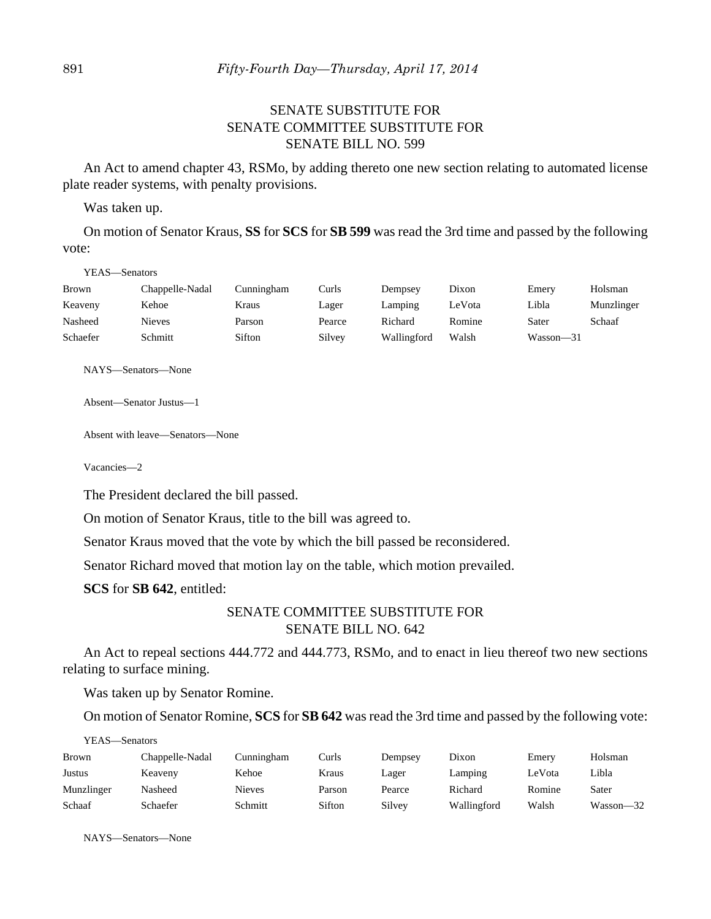SENATE SUBSTITUTE FOR
SENATE COMMITTEE SUBSTITUTE FOR
SENATE BILL NO. 599

An Act to amend chapter 43, RSMo, by adding thereto one new section relating to automated license plate reader systems, with penalty provisions.

Was taken up.

On motion of Senator Kraus, **SS** for **SCS** for **SB 599** was read the 3rd time and passed by the following vote:

YEAS—Senators

| | | | | | | | |
|---|---|---|---|---|---|---|---|
| Brown | Chappelle-Nadal | Cunningham | Curls | Dempsey | Dixon | Emery | Holsman |
| Keaveny | Kehoe | Kraus | Lager | Lamping | LeVota | Libla | Munzlinger |
| Nasheed | Nieves | Parson | Pearce | Richard | Romine | Sater | Schaaf |
| Schaefer | Schmitt | Sifton | Silvey | Wallingford | Walsh | Wasson—31 | |

NAYS—Senators—None

Absent—Senator Justus—1

Absent with leave—Senators—None

Vacancies—2

The President declared the bill passed.

On motion of Senator Kraus, title to the bill was agreed to.

Senator Kraus moved that the vote by which the bill passed be reconsidered.

Senator Richard moved that motion lay on the table, which motion prevailed.

**SCS** for **SB 642**, entitled:

SENATE COMMITTEE SUBSTITUTE FOR
SENATE BILL NO. 642

An Act to repeal sections 444.772 and 444.773, RSMo, and to enact in lieu thereof two new sections relating to surface mining.

Was taken up by Senator Romine.

On motion of Senator Romine, **SCS** for **SB 642** was read the 3rd time and passed by the following vote:

YEAS—Senators

| | | | | | | | |
|---|---|---|---|---|---|---|---|
| Brown | Chappelle-Nadal | Cunningham | Curls | Dempsey | Dixon | Emery | Holsman |
| Justus | Keaveny | Kehoe | Kraus | Lager | Lamping | LeVota | Libla |
| Munzlinger | Nasheed | Nieves | Parson | Pearce | Richard | Romine | Sater |
| Schaaf | Schaefer | Schmitt | Sifton | Silvey | Wallingford | Walsh | Wasson—32 |

NAYS—Senators—None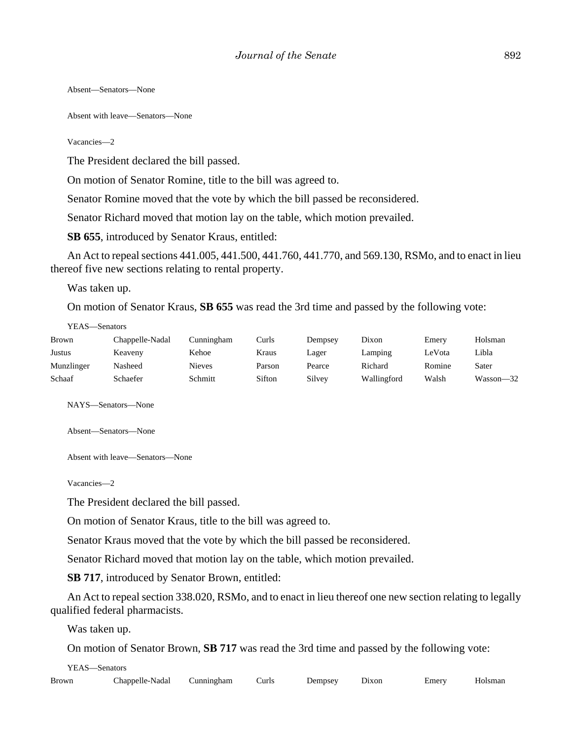Absent—Senators—None

Absent with leave—Senators—None

Vacancies—2

The President declared the bill passed.

On motion of Senator Romine, title to the bill was agreed to.

Senator Romine moved that the vote by which the bill passed be reconsidered.

Senator Richard moved that motion lay on the table, which motion prevailed.

**SB 655**, introduced by Senator Kraus, entitled:

An Act to repeal sections 441.005, 441.500, 441.760, 441.770, and 569.130, RSMo, and to enact in lieu thereof five new sections relating to rental property.

Was taken up.

On motion of Senator Kraus, **SB 655** was read the 3rd time and passed by the following vote:

YEAS—Senators

| | | | | | | | |
|---|---|---|---|---|---|---|---|
| Brown | Chappelle-Nadal | Cunningham | Curls | Dempsey | Dixon | Emery | Holsman |
| Justus | Keaveny | Kehoe | Kraus | Lager | Lamping | LeVota | Libla |
| Munzlinger | Nasheed | Nieves | Parson | Pearce | Richard | Romine | Sater |
| Schaaf | Schaefer | Schmitt | Sifton | Silvey | Wallingford | Walsh | Wasson—32 |

NAYS—Senators—None

Absent—Senators—None

Absent with leave—Senators—None

Vacancies—2

The President declared the bill passed.

On motion of Senator Kraus, title to the bill was agreed to.

Senator Kraus moved that the vote by which the bill passed be reconsidered.

Senator Richard moved that motion lay on the table, which motion prevailed.

**SB 717**, introduced by Senator Brown, entitled:

An Act to repeal section 338.020, RSMo, and to enact in lieu thereof one new section relating to legally qualified federal pharmacists.

Was taken up.

On motion of Senator Brown, **SB 717** was read the 3rd time and passed by the following vote:

YEAS—Senators

| | | | | | | | |
|---|---|---|---|---|---|---|---|
| Brown | Chappelle-Nadal | Cunningham | Curls | Dempsey | Dixon | Emery | Holsman |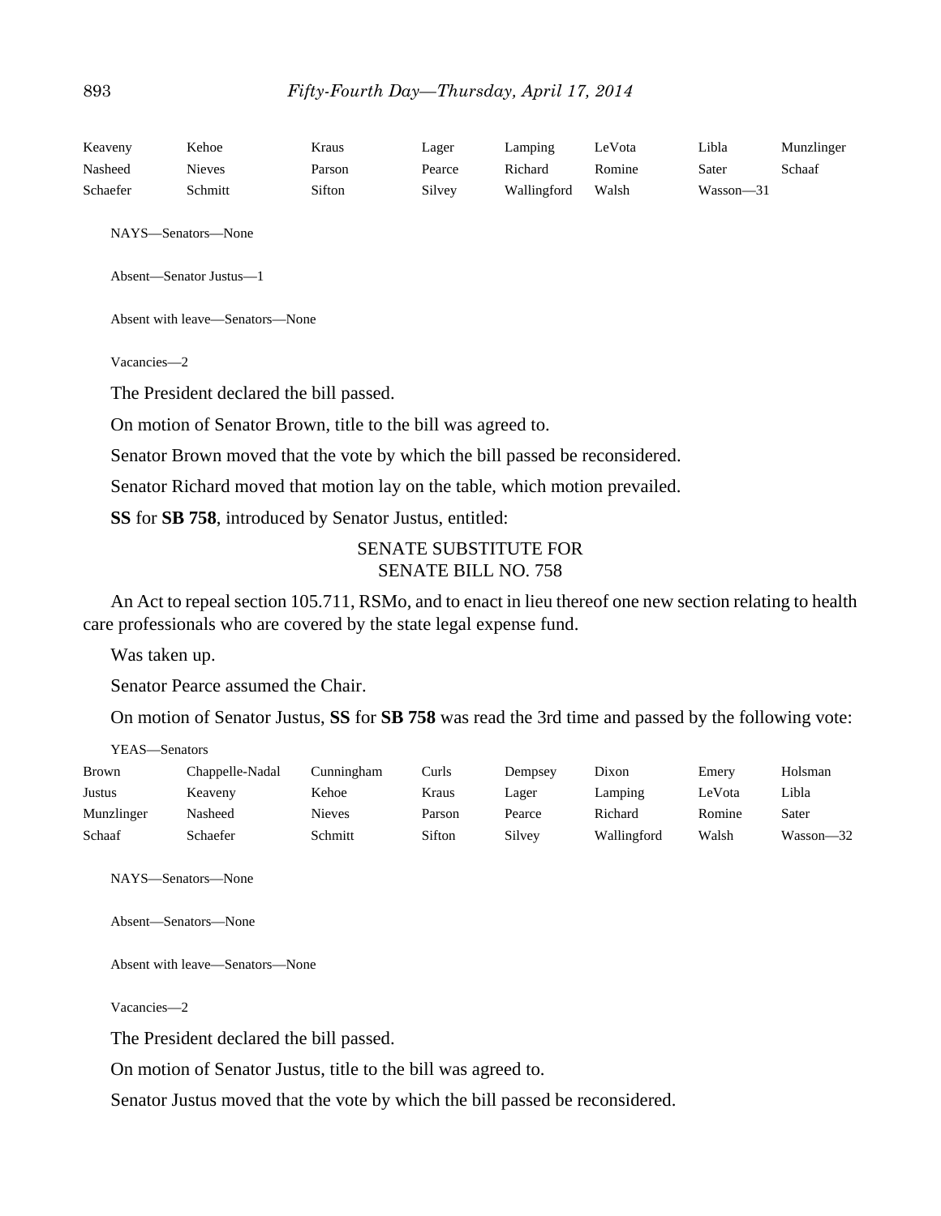| | | | | | | | |
|---|---|---|---|---|---|---|---|
| Keaveny | Kehoe | Kraus | Lager | Lamping | LeVota | Libla | Munzlinger |
| Nasheed | Nieves | Parson | Pearce | Richard | Romine | Sater | Schaaf |
| Schaefer | Schmitt | Sifton | Silvey | Wallingford | Walsh | Wasson—31 | |

NAYS—Senators—None

Absent—Senator Justus—1

Absent with leave—Senators—None

Vacancies—2

The President declared the bill passed.

On motion of Senator Brown, title to the bill was agreed to.

Senator Brown moved that the vote by which the bill passed be reconsidered.

Senator Richard moved that motion lay on the table, which motion prevailed.

**SS** for **SB 758**, introduced by Senator Justus, entitled:

SENATE SUBSTITUTE FOR
SENATE BILL NO. 758

An Act to repeal section 105.711, RSMo, and to enact in lieu thereof one new section relating to health care professionals who are covered by the state legal expense fund.

Was taken up.

Senator Pearce assumed the Chair.

On motion of Senator Justus, **SS** for **SB 758** was read the 3rd time and passed by the following vote:

YEAS—Senators

| | | | | | | | |
|---|---|---|---|---|---|---|---|
| Brown | Chappelle-Nadal | Cunningham | Curls | Dempsey | Dixon | Emery | Holsman |
| Justus | Keaveny | Kehoe | Kraus | Lager | Lamping | LeVota | Libla |
| Munzlinger | Nasheed | Nieves | Parson | Pearce | Richard | Romine | Sater |
| Schaaf | Schaefer | Schmitt | Sifton | Silvey | Wallingford | Walsh | Wasson—32 |

NAYS—Senators—None

Absent—Senators—None

Absent with leave—Senators—None

Vacancies—2

The President declared the bill passed.

On motion of Senator Justus, title to the bill was agreed to.

Senator Justus moved that the vote by which the bill passed be reconsidered.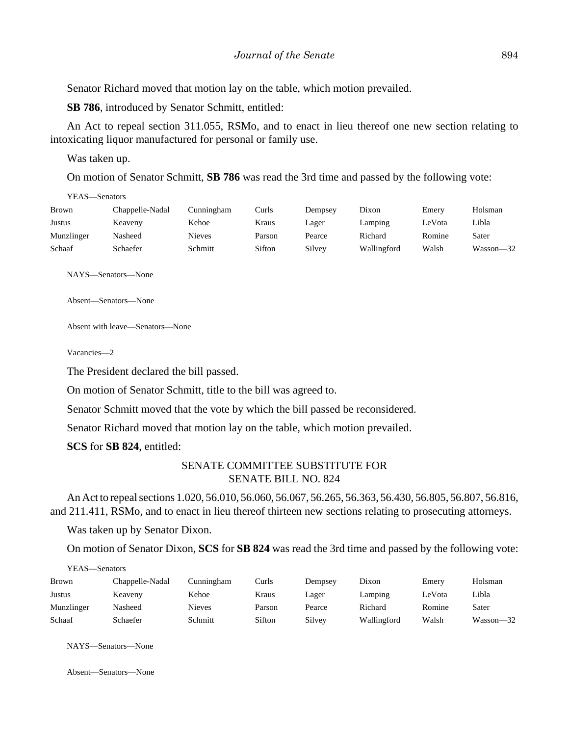Senator Richard moved that motion lay on the table, which motion prevailed.

**SB 786**, introduced by Senator Schmitt, entitled:

An Act to repeal section 311.055, RSMo, and to enact in lieu thereof one new section relating to intoxicating liquor manufactured for personal or family use.

Was taken up.

On motion of Senator Schmitt, **SB 786** was read the 3rd time and passed by the following vote:

YEAS—Senators

| | | | | | | | |
|---|---|---|---|---|---|---|---|
| Brown | Chappelle-Nadal | Cunningham | Curls | Dempsey | Dixon | Emery | Holsman |
| Justus | Keaveny | Kehoe | Kraus | Lager | Lamping | LeVota | Libla |
| Munzlinger | Nasheed | Nieves | Parson | Pearce | Richard | Romine | Sater |
| Schaaf | Schaefer | Schmitt | Sifton | Silvey | Wallingford | Walsh | Wasson—32 |

NAYS—Senators—None

Absent—Senators—None

Absent with leave—Senators—None

Vacancies—2

The President declared the bill passed.

On motion of Senator Schmitt, title to the bill was agreed to.

Senator Schmitt moved that the vote by which the bill passed be reconsidered.

Senator Richard moved that motion lay on the table, which motion prevailed.

**SCS** for **SB 824**, entitled:

SENATE COMMITTEE SUBSTITUTE FOR
SENATE BILL NO. 824

An Act to repeal sections 1.020, 56.010, 56.060, 56.067, 56.265, 56.363, 56.430, 56.805, 56.807, 56.816, and 211.411, RSMo, and to enact in lieu thereof thirteen new sections relating to prosecuting attorneys.

Was taken up by Senator Dixon.

On motion of Senator Dixon, **SCS** for **SB 824** was read the 3rd time and passed by the following vote:

YEAS—Senators

| | | | | | | | |
|---|---|---|---|---|---|---|---|
| Brown | Chappelle-Nadal | Cunningham | Curls | Dempsey | Dixon | Emery | Holsman |
| Justus | Keaveny | Kehoe | Kraus | Lager | Lamping | LeVota | Libla |
| Munzlinger | Nasheed | Nieves | Parson | Pearce | Richard | Romine | Sater |
| Schaaf | Schaefer | Schmitt | Sifton | Silvey | Wallingford | Walsh | Wasson—32 |

NAYS—Senators—None

Absent—Senators—None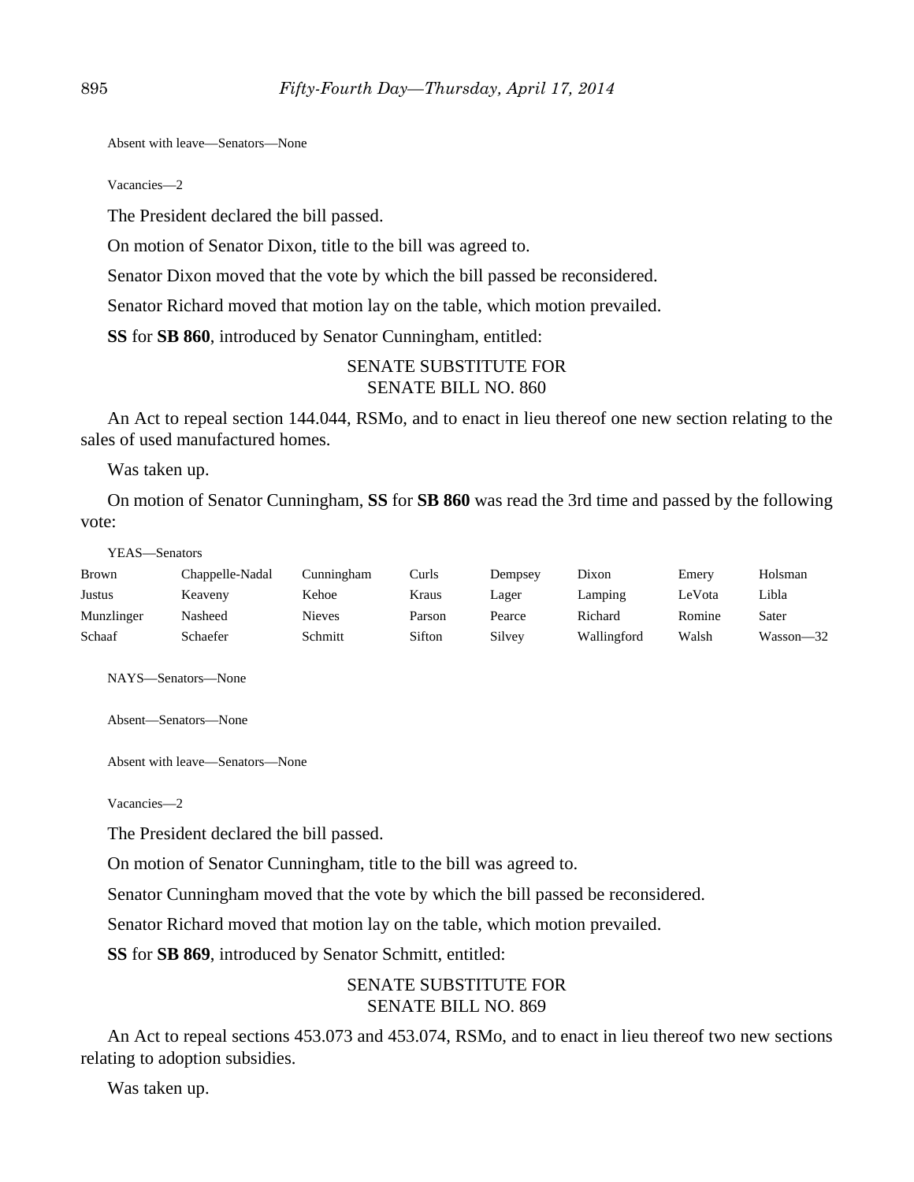Absent with leave—Senators—None

Vacancies—2

The President declared the bill passed.

On motion of Senator Dixon, title to the bill was agreed to.

Senator Dixon moved that the vote by which the bill passed be reconsidered.

Senator Richard moved that motion lay on the table, which motion prevailed.

**SS** for **SB 860**, introduced by Senator Cunningham, entitled:

SENATE SUBSTITUTE FOR
SENATE BILL NO. 860

An Act to repeal section 144.044, RSMo, and to enact in lieu thereof one new section relating to the sales of used manufactured homes.

Was taken up.

On motion of Senator Cunningham, **SS** for **SB 860** was read the 3rd time and passed by the following vote:

YEAS—Senators

| | | | | | | | |
|---|---|---|---|---|---|---|---|
| Brown | Chappelle-Nadal | Cunningham | Curls | Dempsey | Dixon | Emery | Holsman |
| Justus | Keaveny | Kehoe | Kraus | Lager | Lamping | LeVota | Libla |
| Munzlinger | Nasheed | Nieves | Parson | Pearce | Richard | Romine | Sater |
| Schaaf | Schaefer | Schmitt | Sifton | Silvey | Wallingford | Walsh | Wasson—32 |

NAYS—Senators—None

Absent—Senators—None

Absent with leave—Senators—None

Vacancies—2

The President declared the bill passed.

On motion of Senator Cunningham, title to the bill was agreed to.

Senator Cunningham moved that the vote by which the bill passed be reconsidered.

Senator Richard moved that motion lay on the table, which motion prevailed.

**SS** for **SB 869**, introduced by Senator Schmitt, entitled:

SENATE SUBSTITUTE FOR
SENATE BILL NO. 869

An Act to repeal sections 453.073 and 453.074, RSMo, and to enact in lieu thereof two new sections relating to adoption subsidies.

Was taken up.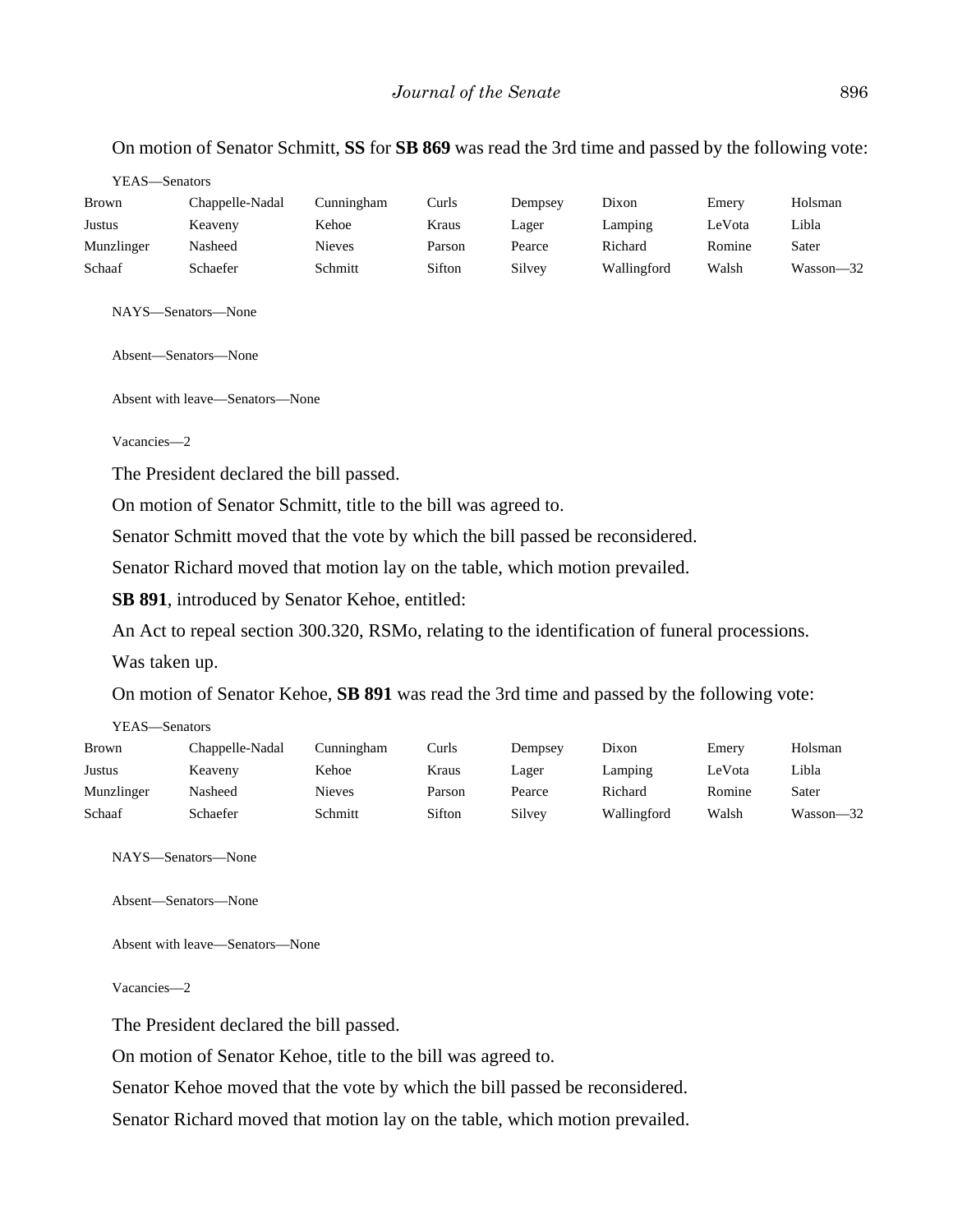On motion of Senator Schmitt, **SS** for **SB 869** was read the 3rd time and passed by the following vote:

YEAS—Senators

| | | | | | | | |
|---|---|---|---|---|---|---|---|
| Brown | Chappelle-Nadal | Cunningham | Curls | Dempsey | Dixon | Emery | Holsman |
| Justus | Keaveny | Kehoe | Kraus | Lager | Lamping | LeVota | Libla |
| Munzlinger | Nasheed | Nieves | Parson | Pearce | Richard | Romine | Sater |
| Schaaf | Schaefer | Schmitt | Sifton | Silvey | Wallingford | Walsh | Wasson—32 |

NAYS—Senators—None

Absent—Senators—None

Absent with leave—Senators—None

Vacancies—2

The President declared the bill passed.

On motion of Senator Schmitt, title to the bill was agreed to.

Senator Schmitt moved that the vote by which the bill passed be reconsidered.

Senator Richard moved that motion lay on the table, which motion prevailed.

**SB 891**, introduced by Senator Kehoe, entitled:

An Act to repeal section 300.320, RSMo, relating to the identification of funeral processions.

Was taken up.

On motion of Senator Kehoe, **SB 891** was read the 3rd time and passed by the following vote:

YEAS—Senators

| | | | | | | | |
|---|---|---|---|---|---|---|---|
| Brown | Chappelle-Nadal | Cunningham | Curls | Dempsey | Dixon | Emery | Holsman |
| Justus | Keaveny | Kehoe | Kraus | Lager | Lamping | LeVota | Libla |
| Munzlinger | Nasheed | Nieves | Parson | Pearce | Richard | Romine | Sater |
| Schaaf | Schaefer | Schmitt | Sifton | Silvey | Wallingford | Walsh | Wasson—32 |

NAYS—Senators—None

Absent—Senators—None

Absent with leave—Senators—None

Vacancies—2

The President declared the bill passed.

On motion of Senator Kehoe, title to the bill was agreed to.

Senator Kehoe moved that the vote by which the bill passed be reconsidered.

Senator Richard moved that motion lay on the table, which motion prevailed.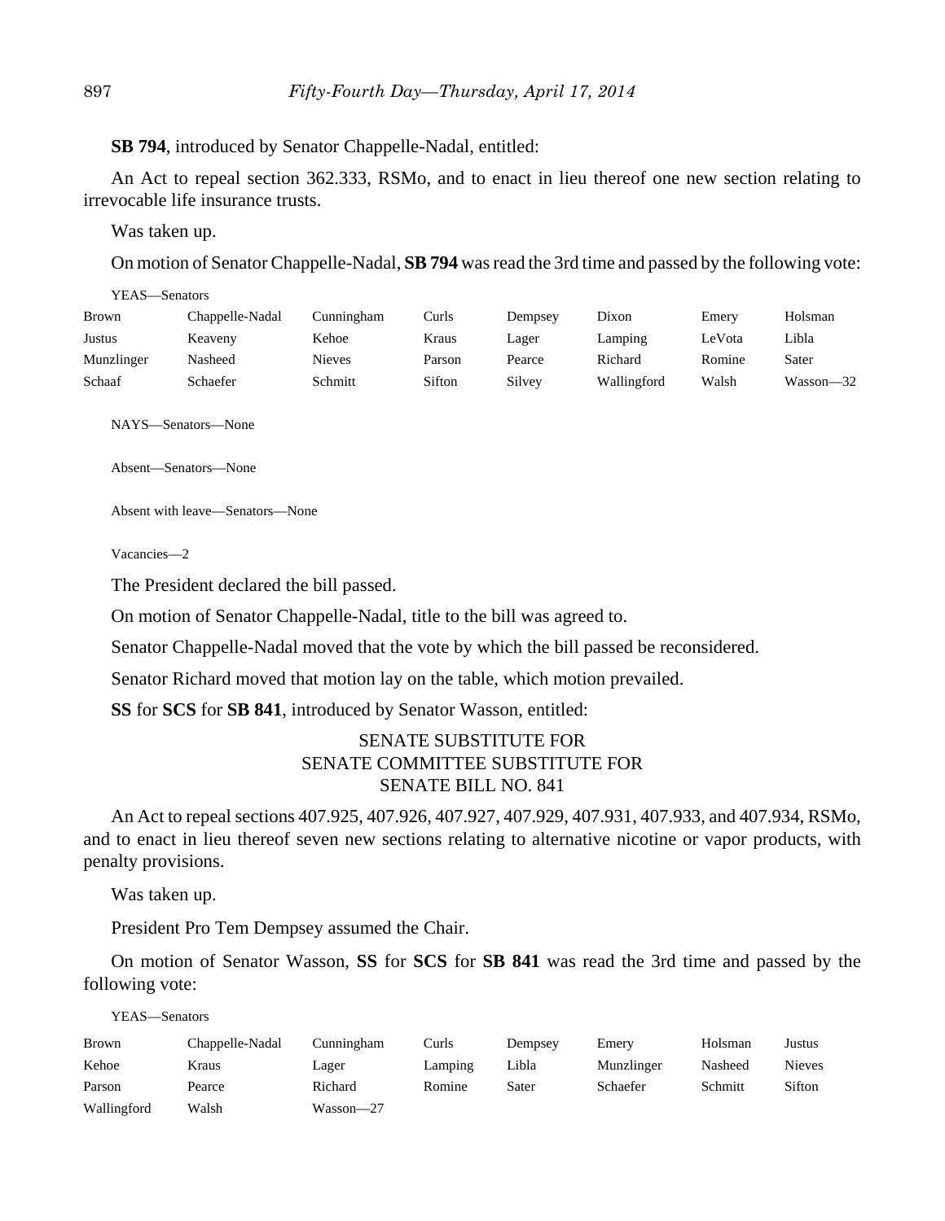**SB 794**, introduced by Senator Chappelle-Nadal, entitled:

An Act to repeal section 362.333, RSMo, and to enact in lieu thereof one new section relating to irrevocable life insurance trusts.

Was taken up.

On motion of Senator Chappelle-Nadal, **SB 794** was read the 3rd time and passed by the following vote:

YEAS—Senators

| | | | | | | | |
|---|---|---|---|---|---|---|---|
| Brown | Chappelle-Nadal | Cunningham | Curls | Dempsey | Dixon | Emery | Holsman |
| Justus | Keaveny | Kehoe | Kraus | Lager | Lamping | LeVota | Libla |
| Munzlinger | Nasheed | Nieves | Parson | Pearce | Richard | Romine | Sater |
| Schaaf | Schaefer | Schmitt | Sifton | Silvey | Wallingford | Walsh | Wasson—32 |

NAYS—Senators—None

Absent—Senators—None

Absent with leave—Senators—None

Vacancies—2

The President declared the bill passed.

On motion of Senator Chappelle-Nadal, title to the bill was agreed to.

Senator Chappelle-Nadal moved that the vote by which the bill passed be reconsidered.

Senator Richard moved that motion lay on the table, which motion prevailed.

**SS** for **SCS** for **SB 841**, introduced by Senator Wasson, entitled:

SENATE SUBSTITUTE FOR
SENATE COMMITTEE SUBSTITUTE FOR
SENATE BILL NO. 841

An Act to repeal sections 407.925, 407.926, 407.927, 407.929, 407.931, 407.933, and 407.934, RSMo, and to enact in lieu thereof seven new sections relating to alternative nicotine or vapor products, with penalty provisions.

Was taken up.

President Pro Tem Dempsey assumed the Chair.

On motion of Senator Wasson, **SS** for **SCS** for **SB 841** was read the 3rd time and passed by the following vote:

YEAS—Senators

| | | | | | | | |
|---|---|---|---|---|---|---|---|
| Brown | Chappelle-Nadal | Cunningham | Curls | Dempsey | Emery | Holsman | Justus |
| Kehoe | Kraus | Lager | Lamping | Libla | Munzlinger | Nasheed | Nieves |
| Parson | Pearce | Richard | Romine | Sater | Schaefer | Schmitt | Sifton |
| Wallingford | Walsh | Wasson—27 | | | | | |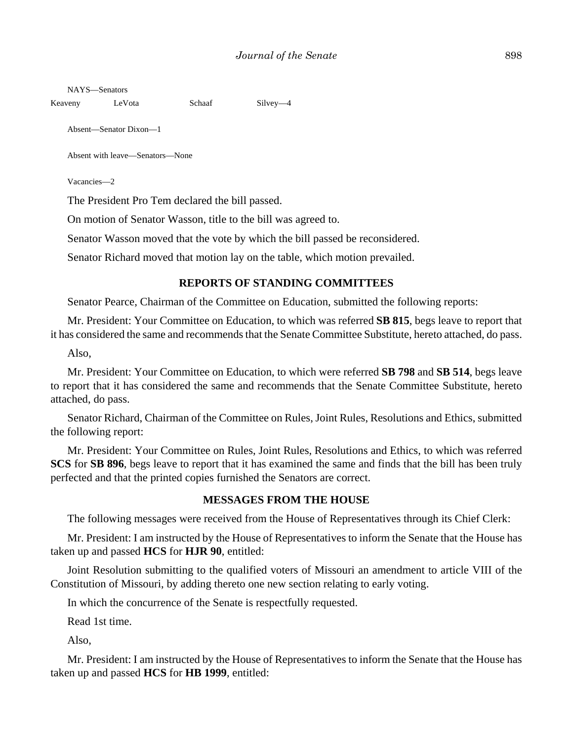NAYS—Senators

| Keaveny | LeVota | Schaaf | Silvey—4 |
|---|---|---|---|

Absent—Senator Dixon—1

Absent with leave—Senators—None

Vacancies—2

The President Pro Tem declared the bill passed.

On motion of Senator Wasson, title to the bill was agreed to.

Senator Wasson moved that the vote by which the bill passed be reconsidered.

Senator Richard moved that motion lay on the table, which motion prevailed.

## REPORTS OF STANDING COMMITTEES

Senator Pearce, Chairman of the Committee on Education, submitted the following reports:

Mr. President: Your Committee on Education, to which was referred **SB 815**, begs leave to report that it has considered the same and recommends that the Senate Committee Substitute, hereto attached, do pass.

Also,

Mr. President: Your Committee on Education, to which were referred **SB 798** and **SB 514**, begs leave to report that it has considered the same and recommends that the Senate Committee Substitute, hereto attached, do pass.

Senator Richard, Chairman of the Committee on Rules, Joint Rules, Resolutions and Ethics, submitted the following report:

Mr. President: Your Committee on Rules, Joint Rules, Resolutions and Ethics, to which was referred **SCS** for **SB 896**, begs leave to report that it has examined the same and finds that the bill has been truly perfected and that the printed copies furnished the Senators are correct.

## MESSAGES FROM THE HOUSE

The following messages were received from the House of Representatives through its Chief Clerk:

Mr. President: I am instructed by the House of Representatives to inform the Senate that the House has taken up and passed **HCS** for **HJR 90**, entitled:

Joint Resolution submitting to the qualified voters of Missouri an amendment to article VIII of the Constitution of Missouri, by adding thereto one new section relating to early voting.

In which the concurrence of the Senate is respectfully requested.

Read 1st time.

Also,

Mr. President: I am instructed by the House of Representatives to inform the Senate that the House has taken up and passed **HCS** for **HB 1999**, entitled: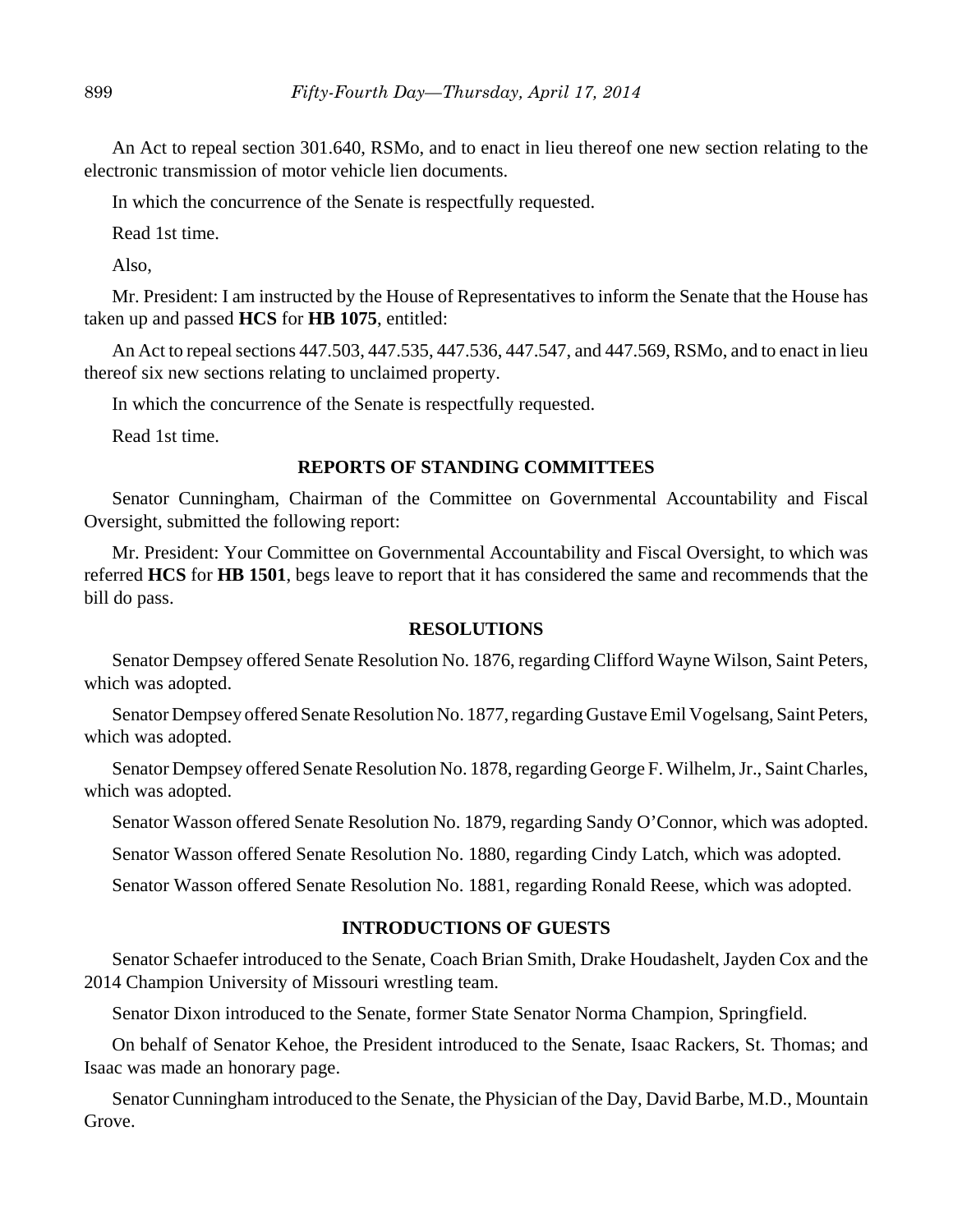An Act to repeal section 301.640, RSMo, and to enact in lieu thereof one new section relating to the electronic transmission of motor vehicle lien documents.

In which the concurrence of the Senate is respectfully requested.

Read 1st time.

Also,

Mr. President: I am instructed by the House of Representatives to inform the Senate that the House has taken up and passed **HCS** for **HB 1075**, entitled:

An Act to repeal sections 447.503, 447.535, 447.536, 447.547, and 447.569, RSMo, and to enact in lieu thereof six new sections relating to unclaimed property.

In which the concurrence of the Senate is respectfully requested.

Read 1st time.

## REPORTS OF STANDING COMMITTEES

Senator Cunningham, Chairman of the Committee on Governmental Accountability and Fiscal Oversight, submitted the following report:

Mr. President: Your Committee on Governmental Accountability and Fiscal Oversight, to which was referred **HCS** for **HB 1501**, begs leave to report that it has considered the same and recommends that the bill do pass.

## RESOLUTIONS

Senator Dempsey offered Senate Resolution No. 1876, regarding Clifford Wayne Wilson, Saint Peters, which was adopted.

Senator Dempsey offered Senate Resolution No. 1877, regarding Gustave Emil Vogelsang, Saint Peters, which was adopted.

Senator Dempsey offered Senate Resolution No. 1878, regarding George F. Wilhelm, Jr., Saint Charles, which was adopted.

Senator Wasson offered Senate Resolution No. 1879, regarding Sandy O'Connor, which was adopted.

Senator Wasson offered Senate Resolution No. 1880, regarding Cindy Latch, which was adopted.

Senator Wasson offered Senate Resolution No. 1881, regarding Ronald Reese, which was adopted.

## INTRODUCTIONS OF GUESTS

Senator Schaefer introduced to the Senate, Coach Brian Smith, Drake Houdashelt, Jayden Cox and the 2014 Champion University of Missouri wrestling team.

Senator Dixon introduced to the Senate, former State Senator Norma Champion, Springfield.

On behalf of Senator Kehoe, the President introduced to the Senate, Isaac Rackers, St. Thomas; and Isaac was made an honorary page.

Senator Cunningham introduced to the Senate, the Physician of the Day, David Barbe, M.D., Mountain Grove.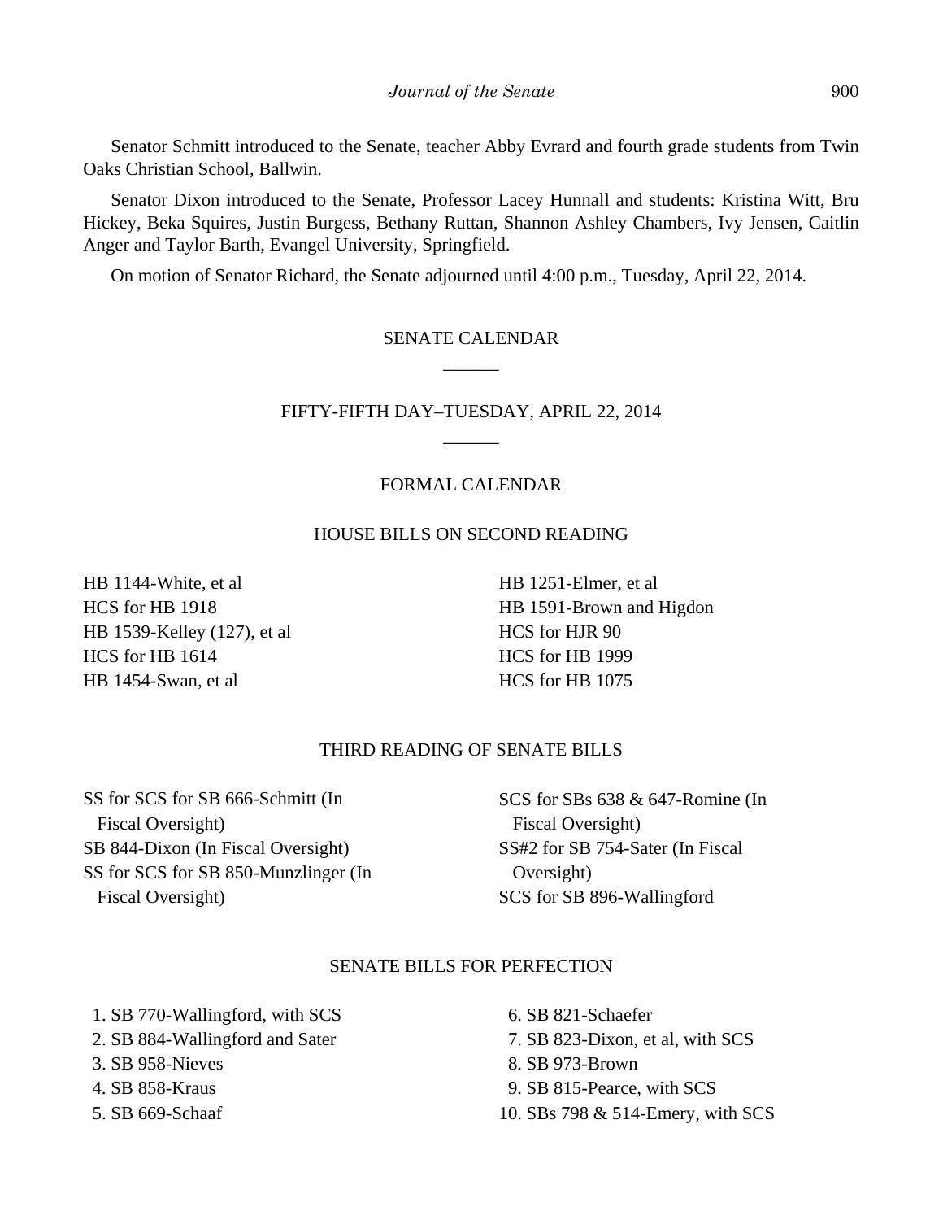Senator Schmitt introduced to the Senate, teacher Abby Evrard and fourth grade students from Twin Oaks Christian School, Ballwin.

Senator Dixon introduced to the Senate, Professor Lacey Hunnall and students: Kristina Witt, Bru Hickey, Beka Squires, Justin Burgess, Bethany Ruttan, Shannon Ashley Chambers, Ivy Jensen, Caitlin Anger and Taylor Barth, Evangel University, Springfield.

On motion of Senator Richard, the Senate adjourned until 4:00 p.m., Tuesday, April 22, 2014.

## SENATE CALENDAR

______

## FIFTY-FIFTH DAY–TUESDAY, APRIL 22, 2014

______

## FORMAL CALENDAR

### HOUSE BILLS ON SECOND READING

HB 1144-White, et al
HCS for HB 1918
HB 1539-Kelley (127), et al
HCS for HB 1614
HB 1454-Swan, et al
HB 1251-Elmer, et al
HB 1591-Brown and Higdon
HCS for HJR 90
HCS for HB 1999
HCS for HB 1075

### THIRD READING OF SENATE BILLS

SS for SCS for SB 666-Schmitt (In Fiscal Oversight)
SB 844-Dixon (In Fiscal Oversight)
SS for SCS for SB 850-Munzlinger (In Fiscal Oversight)
SCS for SBs 638 & 647-Romine (In Fiscal Oversight)
SS#2 for SB 754-Sater (In Fiscal Oversight)
SCS for SB 896-Wallingford

### SENATE BILLS FOR PERFECTION

1. SB 770-Wallingford, with SCS
2. SB 884-Wallingford and Sater
3. SB 958-Nieves
4. SB 858-Kraus
5. SB 669-Schaaf
6. SB 821-Schaefer
7. SB 823-Dixon, et al, with SCS
8. SB 973-Brown
9. SB 815-Pearce, with SCS
10. SBs 798 & 514-Emery, with SCS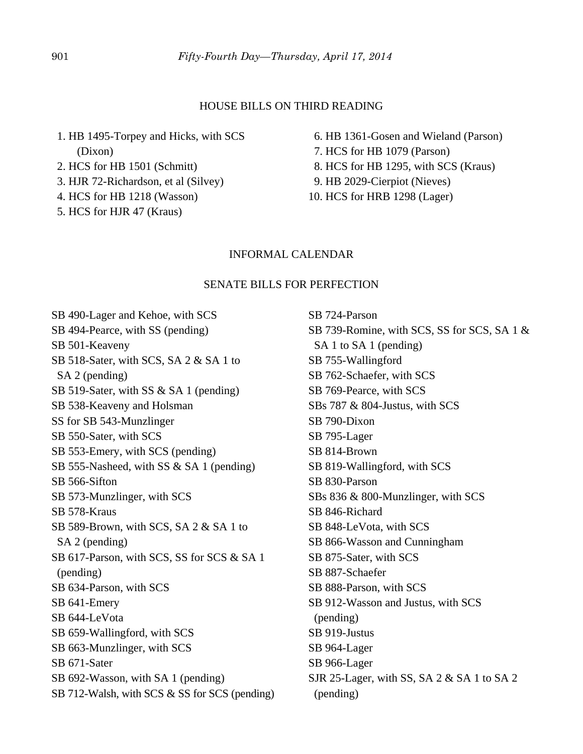## HOUSE BILLS ON THIRD READING

1. HB 1495-Torpey and Hicks, with SCS (Dixon)
2. HCS for HB 1501 (Schmitt)
3. HJR 72-Richardson, et al (Silvey)
4. HCS for HB 1218 (Wasson)
5. HCS for HJR 47 (Kraus)
6. HB 1361-Gosen and Wieland (Parson)
7. HCS for HB 1079 (Parson)
8. HCS for HB 1295, with SCS (Kraus)
9. HB 2029-Cierpiot (Nieves)
10. HCS for HRB 1298 (Lager)

## INFORMAL CALENDAR

### SENATE BILLS FOR PERFECTION

SB 490-Lager and Kehoe, with SCS
SB 494-Pearce, with SS (pending)
SB 501-Keaveny
SB 518-Sater, with SCS, SA 2 & SA 1 to SA 2 (pending)
SB 519-Sater, with SS & SA 1 (pending)
SB 538-Keaveny and Holsman
SS for SB 543-Munzlinger
SB 550-Sater, with SCS
SB 553-Emery, with SCS (pending)
SB 555-Nasheed, with SS & SA 1 (pending)
SB 566-Sifton
SB 573-Munzlinger, with SCS
SB 578-Kraus
SB 589-Brown, with SCS, SA 2 & SA 1 to SA 2 (pending)
SB 617-Parson, with SCS, SS for SCS & SA 1 (pending)
SB 634-Parson, with SCS
SB 641-Emery
SB 644-LeVota
SB 659-Wallingford, with SCS
SB 663-Munzlinger, with SCS
SB 671-Sater
SB 692-Wasson, with SA 1 (pending)
SB 712-Walsh, with SCS & SS for SCS (pending)
SB 724-Parson
SB 739-Romine, with SCS, SS for SCS, SA 1 & SA 1 to SA 1 (pending)
SB 755-Wallingford
SB 762-Schaefer, with SCS
SB 769-Pearce, with SCS
SBs 787 & 804-Justus, with SCS
SB 790-Dixon
SB 795-Lager
SB 814-Brown
SB 819-Wallingford, with SCS
SB 830-Parson
SBs 836 & 800-Munzlinger, with SCS
SB 846-Richard
SB 848-LeVota, with SCS
SB 866-Wasson and Cunningham
SB 875-Sater, with SCS
SB 887-Schaefer
SB 888-Parson, with SCS
SB 912-Wasson and Justus, with SCS (pending)
SB 919-Justus
SB 964-Lager
SB 966-Lager
SJR 25-Lager, with SS, SA 2 & SA 1 to SA 2 (pending)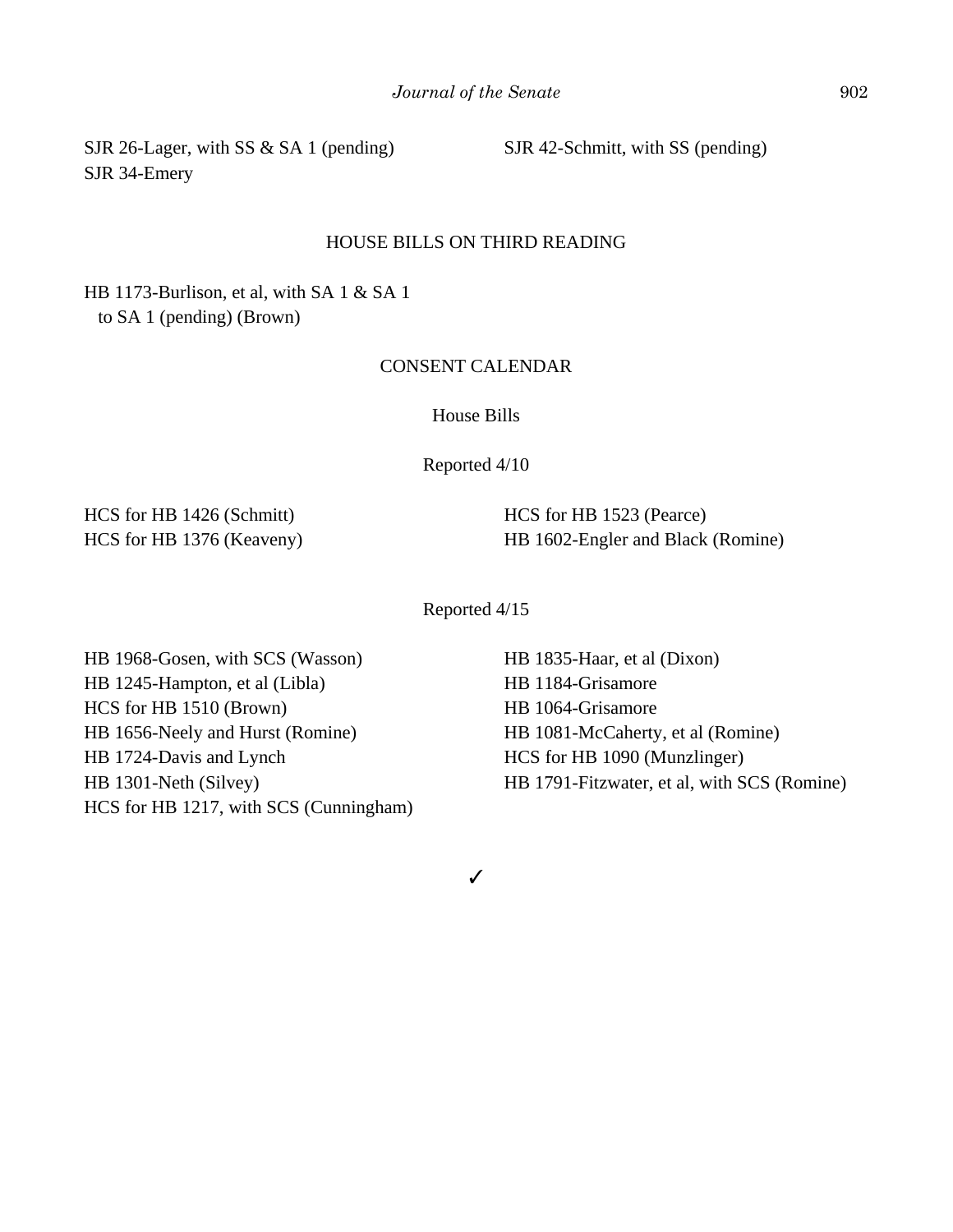SJR 26-Lager, with SS & SA 1 (pending)
SJR 34-Emery
SJR 42-Schmitt, with SS (pending)

HOUSE BILLS ON THIRD READING

HB 1173-Burlison, et al, with SA 1 & SA 1 to SA 1 (pending) (Brown)

CONSENT CALENDAR

House Bills

Reported 4/10

HCS for HB 1426 (Schmitt)
HCS for HB 1376 (Keaveny)
HCS for HB 1523 (Pearce)
HB 1602-Engler and Black (Romine)

Reported 4/15

HB 1968-Gosen, with SCS (Wasson)
HB 1245-Hampton, et al (Libla)
HCS for HB 1510 (Brown)
HB 1656-Neely and Hurst (Romine)
HB 1724-Davis and Lynch
HB 1301-Neth (Silvey)
HCS for HB 1217, with SCS (Cunningham)
HB 1835-Haar, et al (Dixon)
HB 1184-Grisamore
HB 1064-Grisamore
HB 1081-McCaherty, et al (Romine)
HCS for HB 1090 (Munzlinger)
HB 1791-Fitzwater, et al, with SCS (Romine)

✓